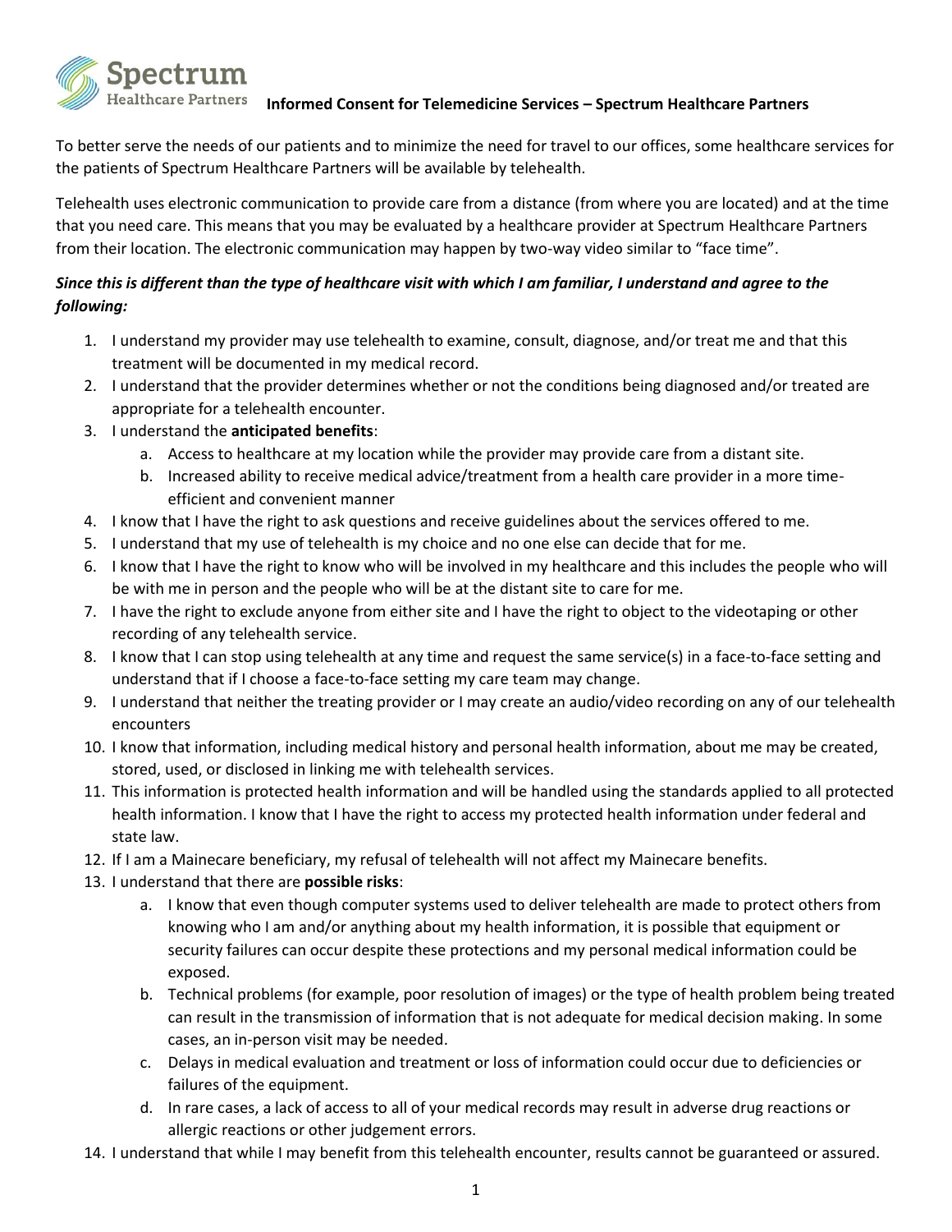Spectrum Healthcare Partners

# Informed Consent for Telemedicine Services – Spectrum Healthcare Partners

To better serve the needs of our patients and to minimize the need for travel to our offices, some healthcare services for the patients of Spectrum Healthcare Partners will be available by telehealth.

Telehealth uses electronic communication to provide care from a distance (from where you are located) and at the time that you need care. This means that you may be evaluated by a healthcare provider at Spectrum Healthcare Partners from their location. The electronic communication may happen by two-way video similar to "face time".

***Since this is different than the type of healthcare visit with which I am familiar, I understand and agree to the following:***

1. I understand my provider may use telehealth to examine, consult, diagnose, and/or treat me and that this treatment will be documented in my medical record.
2. I understand that the provider determines whether or not the conditions being diagnosed and/or treated are appropriate for a telehealth encounter.
3. I understand the **anticipated benefits**:
   a. Access to healthcare at my location while the provider may provide care from a distant site.
   b. Increased ability to receive medical advice/treatment from a health care provider in a more time-efficient and convenient manner
4. I know that I have the right to ask questions and receive guidelines about the services offered to me.
5. I understand that my use of telehealth is my choice and no one else can decide that for me.
6. I know that I have the right to know who will be involved in my healthcare and this includes the people who will be with me in person and the people who will be at the distant site to care for me.
7. I have the right to exclude anyone from either site and I have the right to object to the videotaping or other recording of any telehealth service.
8. I know that I can stop using telehealth at any time and request the same service(s) in a face-to-face setting and understand that if I choose a face-to-face setting my care team may change.
9. I understand that neither the treating provider or I may create an audio/video recording on any of our telehealth encounters
10. I know that information, including medical history and personal health information, about me may be created, stored, used, or disclosed in linking me with telehealth services.
11. This information is protected health information and will be handled using the standards applied to all protected health information. I know that I have the right to access my protected health information under federal and state law.
12. If I am a Mainecare beneficiary, my refusal of telehealth will not affect my Mainecare benefits.
13. I understand that there are **possible risks**:
    a. I know that even though computer systems used to deliver telehealth are made to protect others from knowing who I am and/or anything about my health information, it is possible that equipment or security failures can occur despite these protections and my personal medical information could be exposed.
    b. Technical problems (for example, poor resolution of images) or the type of health problem being treated can result in the transmission of information that is not adequate for medical decision making. In some cases, an in-person visit may be needed.
    c. Delays in medical evaluation and treatment or loss of information could occur due to deficiencies or failures of the equipment.
    d. In rare cases, a lack of access to all of your medical records may result in adverse drug reactions or allergic reactions or other judgement errors.
14. I understand that while I may benefit from this telehealth encounter, results cannot be guaranteed or assured.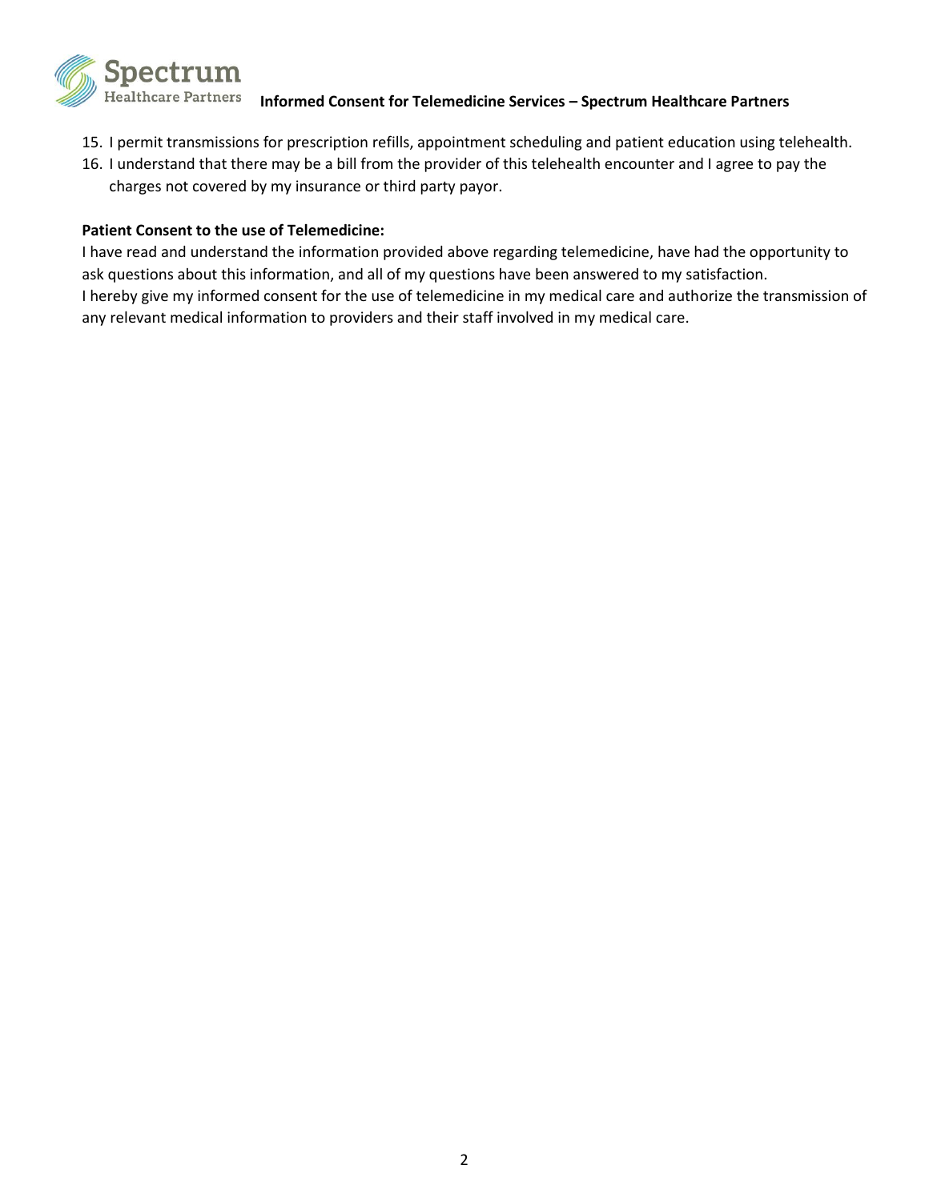15. I permit transmissions for prescription refills, appointment scheduling and patient education using telehealth.
16. I understand that there may be a bill from the provider of this telehealth encounter and I agree to pay the charges not covered by my insurance or third party payor.

**Patient Consent to the use of Telemedicine:**

I have read and understand the information provided above regarding telemedicine, have had the opportunity to ask questions about this information, and all of my questions have been answered to my satisfaction.
I hereby give my informed consent for the use of telemedicine in my medical care and authorize the transmission of any relevant medical information to providers and their staff involved in my medical care.